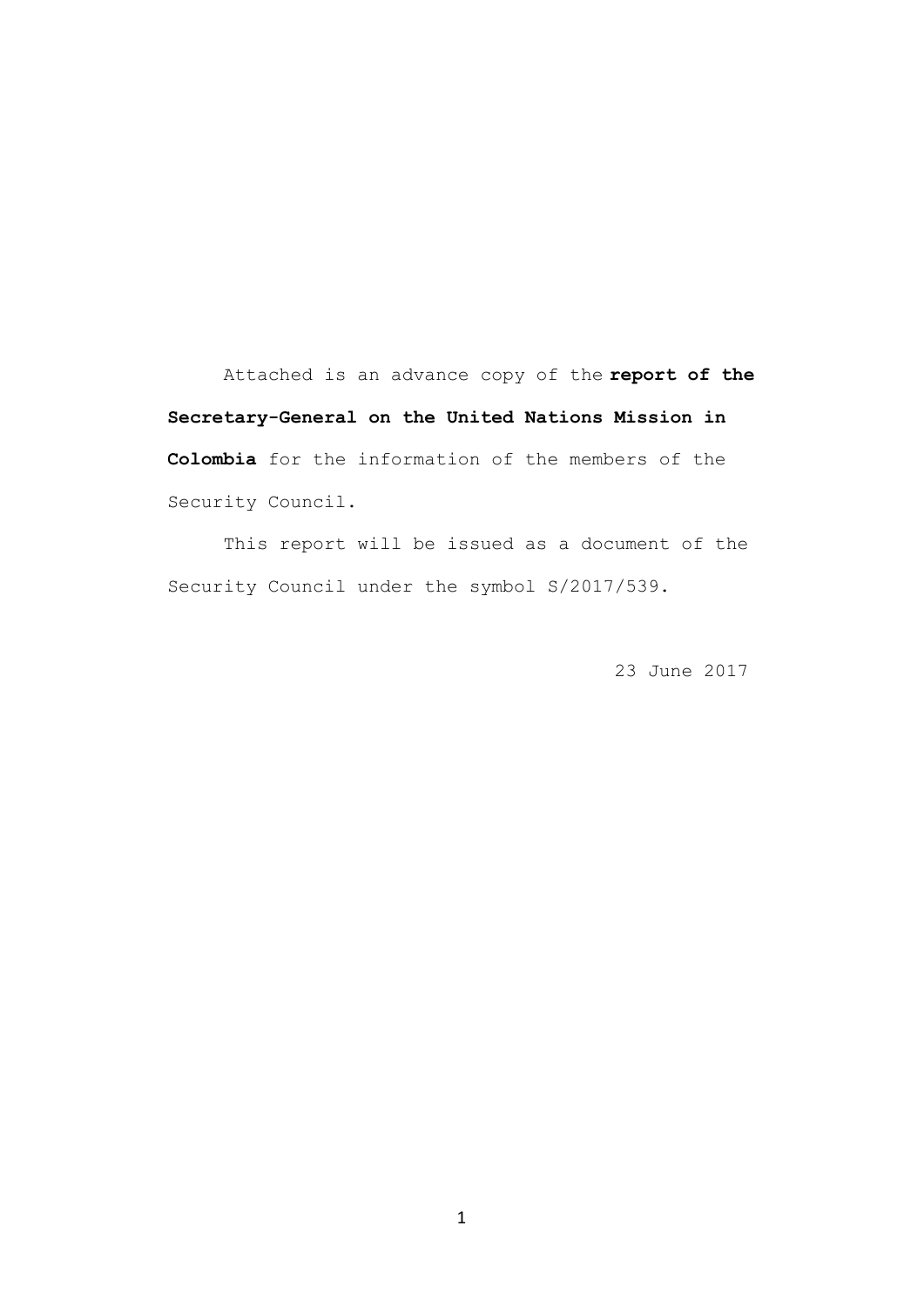Attached is an advance copy of the **report of the Secretary-General on the United Nations Mission in Colombia** for the information of the members of the Security Council.

This report will be issued as a document of the Security Council under the symbol S/2017/539.

23 June 2017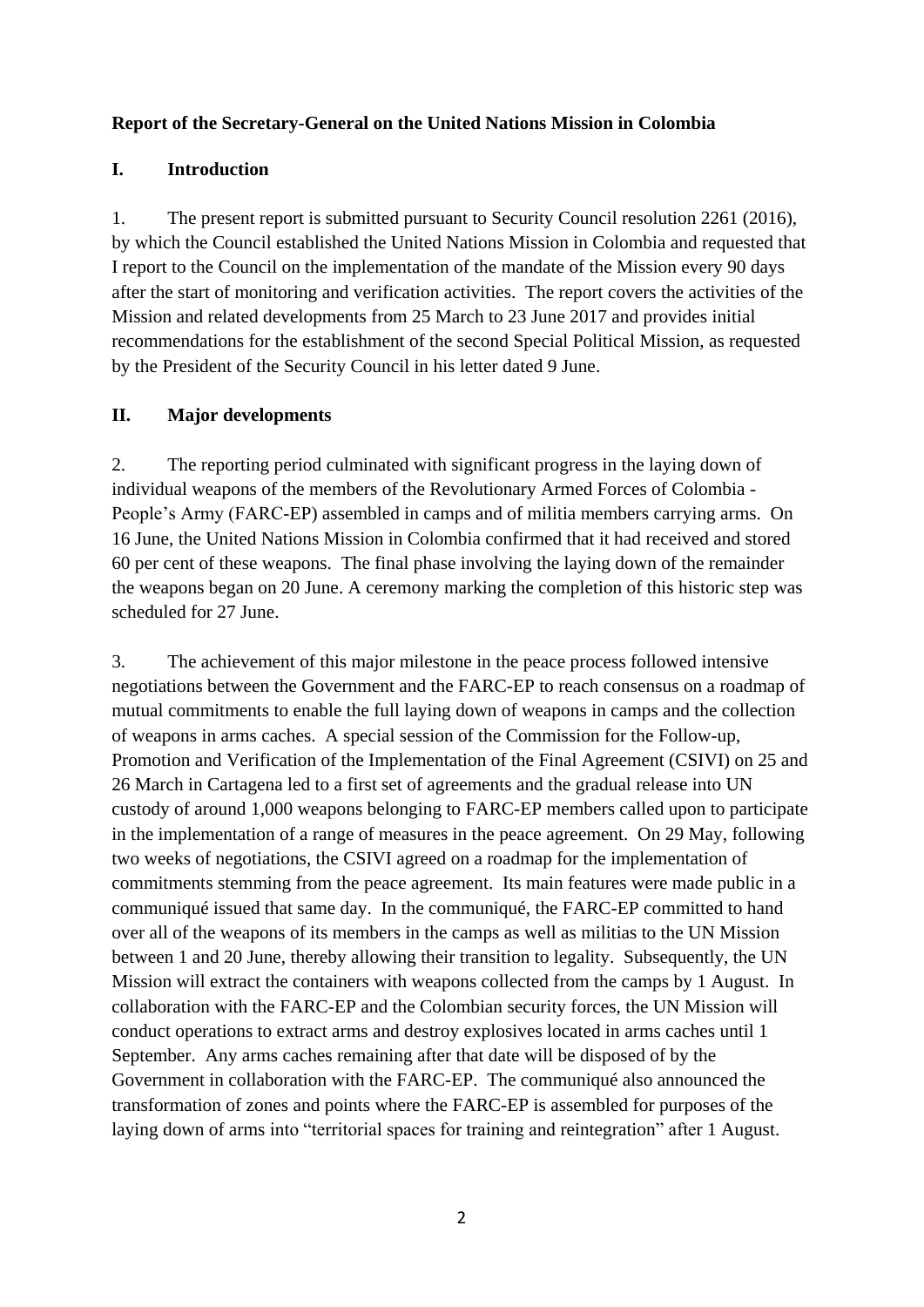**Report of the Secretary-General on the United Nations Mission in Colombia**

## I. Introduction

1. The present report is submitted pursuant to Security Council resolution 2261 (2016), by which the Council established the United Nations Mission in Colombia and requested that I report to the Council on the implementation of the mandate of the Mission every 90 days after the start of monitoring and verification activities. The report covers the activities of the Mission and related developments from 25 March to 23 June 2017 and provides initial recommendations for the establishment of the second Special Political Mission, as requested by the President of the Security Council in his letter dated 9 June.

## II. Major developments

2. The reporting period culminated with significant progress in the laying down of individual weapons of the members of the Revolutionary Armed Forces of Colombia - People's Army (FARC-EP) assembled in camps and of militia members carrying arms. On 16 June, the United Nations Mission in Colombia confirmed that it had received and stored 60 per cent of these weapons. The final phase involving the laying down of the remainder the weapons began on 20 June. A ceremony marking the completion of this historic step was scheduled for 27 June.

3. The achievement of this major milestone in the peace process followed intensive negotiations between the Government and the FARC-EP to reach consensus on a roadmap of mutual commitments to enable the full laying down of weapons in camps and the collection of weapons in arms caches. A special session of the Commission for the Follow-up, Promotion and Verification of the Implementation of the Final Agreement (CSIVI) on 25 and 26 March in Cartagena led to a first set of agreements and the gradual release into UN custody of around 1,000 weapons belonging to FARC-EP members called upon to participate in the implementation of a range of measures in the peace agreement. On 29 May, following two weeks of negotiations, the CSIVI agreed on a roadmap for the implementation of commitments stemming from the peace agreement. Its main features were made public in a communiqué issued that same day. In the communiqué, the FARC-EP committed to hand over all of the weapons of its members in the camps as well as militias to the UN Mission between 1 and 20 June, thereby allowing their transition to legality. Subsequently, the UN Mission will extract the containers with weapons collected from the camps by 1 August. In collaboration with the FARC-EP and the Colombian security forces, the UN Mission will conduct operations to extract arms and destroy explosives located in arms caches until 1 September. Any arms caches remaining after that date will be disposed of by the Government in collaboration with the FARC-EP. The communiqué also announced the transformation of zones and points where the FARC-EP is assembled for purposes of the laying down of arms into "territorial spaces for training and reintegration" after 1 August.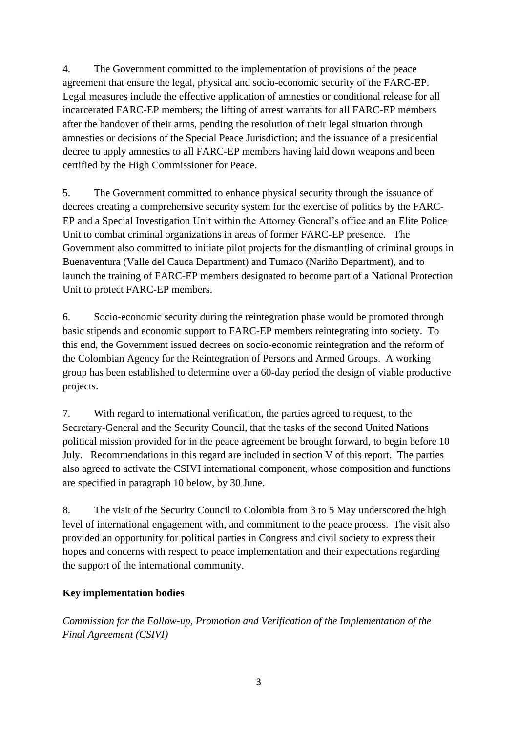4. The Government committed to the implementation of provisions of the peace agreement that ensure the legal, physical and socio-economic security of the FARC-EP. Legal measures include the effective application of amnesties or conditional release for all incarcerated FARC-EP members; the lifting of arrest warrants for all FARC-EP members after the handover of their arms, pending the resolution of their legal situation through amnesties or decisions of the Special Peace Jurisdiction; and the issuance of a presidential decree to apply amnesties to all FARC-EP members having laid down weapons and been certified by the High Commissioner for Peace.

5. The Government committed to enhance physical security through the issuance of decrees creating a comprehensive security system for the exercise of politics by the FARC-EP and a Special Investigation Unit within the Attorney General's office and an Elite Police Unit to combat criminal organizations in areas of former FARC-EP presence. The Government also committed to initiate pilot projects for the dismantling of criminal groups in Buenaventura (Valle del Cauca Department) and Tumaco (Nariño Department), and to launch the training of FARC-EP members designated to become part of a National Protection Unit to protect FARC-EP members.

6. Socio-economic security during the reintegration phase would be promoted through basic stipends and economic support to FARC-EP members reintegrating into society. To this end, the Government issued decrees on socio-economic reintegration and the reform of the Colombian Agency for the Reintegration of Persons and Armed Groups. A working group has been established to determine over a 60-day period the design of viable productive projects.

7. With regard to international verification, the parties agreed to request, to the Secretary-General and the Security Council, that the tasks of the second United Nations political mission provided for in the peace agreement be brought forward, to begin before 10 July. Recommendations in this regard are included in section V of this report. The parties also agreed to activate the CSIVI international component, whose composition and functions are specified in paragraph 10 below, by 30 June.

8. The visit of the Security Council to Colombia from 3 to 5 May underscored the high level of international engagement with, and commitment to the peace process. The visit also provided an opportunity for political parties in Congress and civil society to express their hopes and concerns with respect to peace implementation and their expectations regarding the support of the international community.

**Key implementation bodies**

*Commission for the Follow-up, Promotion and Verification of the Implementation of the Final Agreement (CSIVI)*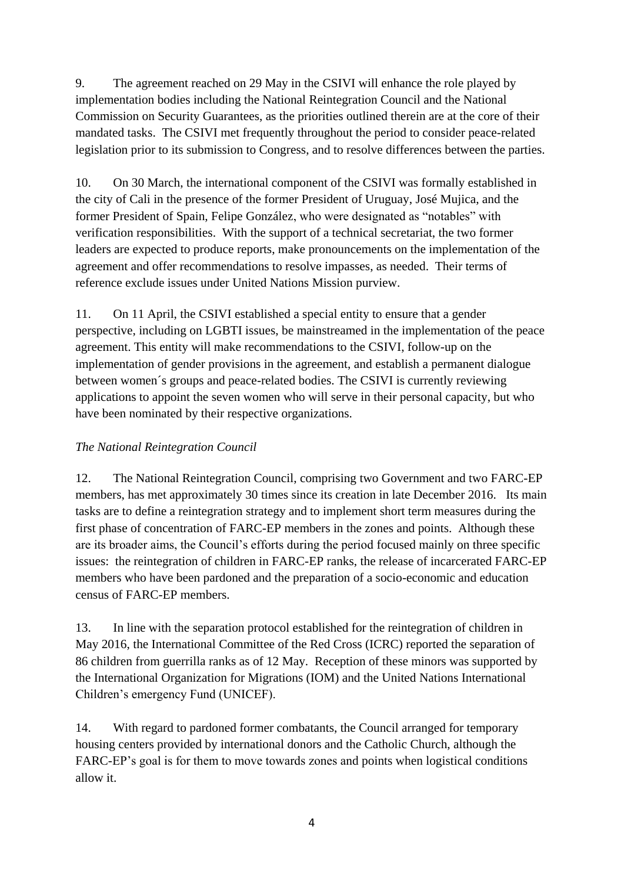9. The agreement reached on 29 May in the CSIVI will enhance the role played by implementation bodies including the National Reintegration Council and the National Commission on Security Guarantees, as the priorities outlined therein are at the core of their mandated tasks. The CSIVI met frequently throughout the period to consider peace-related legislation prior to its submission to Congress, and to resolve differences between the parties.

10. On 30 March, the international component of the CSIVI was formally established in the city of Cali in the presence of the former President of Uruguay, José Mujica, and the former President of Spain, Felipe González, who were designated as "notables" with verification responsibilities. With the support of a technical secretariat, the two former leaders are expected to produce reports, make pronouncements on the implementation of the agreement and offer recommendations to resolve impasses, as needed. Their terms of reference exclude issues under United Nations Mission purview.

11. On 11 April, the CSIVI established a special entity to ensure that a gender perspective, including on LGBTI issues, be mainstreamed in the implementation of the peace agreement. This entity will make recommendations to the CSIVI, follow-up on the implementation of gender provisions in the agreement, and establish a permanent dialogue between women´s groups and peace-related bodies. The CSIVI is currently reviewing applications to appoint the seven women who will serve in their personal capacity, but who have been nominated by their respective organizations.

*The National Reintegration Council*

12. The National Reintegration Council, comprising two Government and two FARC-EP members, has met approximately 30 times since its creation in late December 2016. Its main tasks are to define a reintegration strategy and to implement short term measures during the first phase of concentration of FARC-EP members in the zones and points. Although these are its broader aims, the Council's efforts during the period focused mainly on three specific issues: the reintegration of children in FARC-EP ranks, the release of incarcerated FARC-EP members who have been pardoned and the preparation of a socio-economic and education census of FARC-EP members.

13. In line with the separation protocol established for the reintegration of children in May 2016, the International Committee of the Red Cross (ICRC) reported the separation of 86 children from guerrilla ranks as of 12 May. Reception of these minors was supported by the International Organization for Migrations (IOM) and the United Nations International Children's emergency Fund (UNICEF).

14. With regard to pardoned former combatants, the Council arranged for temporary housing centers provided by international donors and the Catholic Church, although the FARC-EP's goal is for them to move towards zones and points when logistical conditions allow it.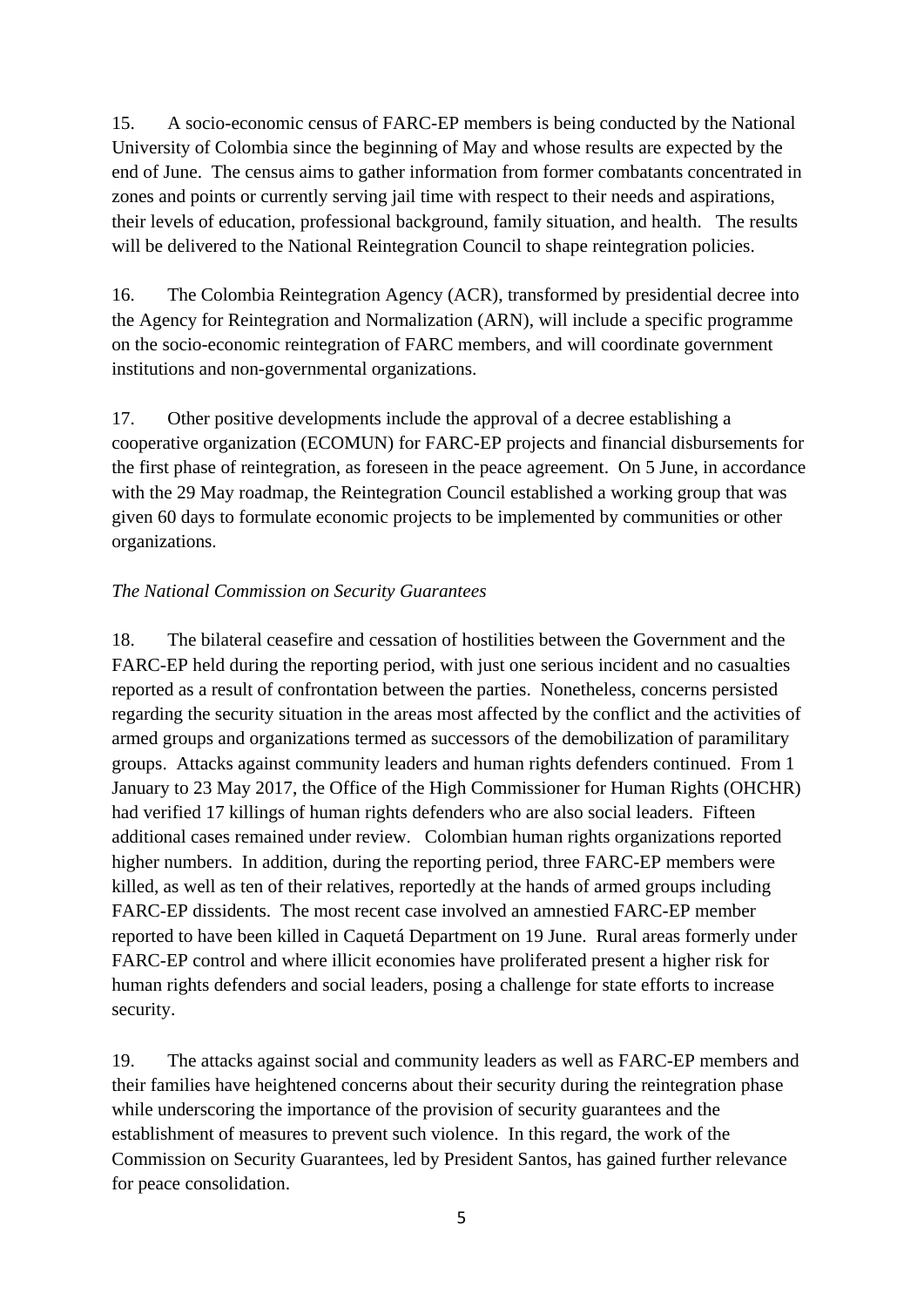15. A socio-economic census of FARC-EP members is being conducted by the National University of Colombia since the beginning of May and whose results are expected by the end of June. The census aims to gather information from former combatants concentrated in zones and points or currently serving jail time with respect to their needs and aspirations, their levels of education, professional background, family situation, and health. The results will be delivered to the National Reintegration Council to shape reintegration policies.

16. The Colombia Reintegration Agency (ACR), transformed by presidential decree into the Agency for Reintegration and Normalization (ARN), will include a specific programme on the socio-economic reintegration of FARC members, and will coordinate government institutions and non-governmental organizations.

17. Other positive developments include the approval of a decree establishing a cooperative organization (ECOMUN) for FARC-EP projects and financial disbursements for the first phase of reintegration, as foreseen in the peace agreement. On 5 June, in accordance with the 29 May roadmap, the Reintegration Council established a working group that was given 60 days to formulate economic projects to be implemented by communities or other organizations.

*The National Commission on Security Guarantees*

18. The bilateral ceasefire and cessation of hostilities between the Government and the FARC-EP held during the reporting period, with just one serious incident and no casualties reported as a result of confrontation between the parties. Nonetheless, concerns persisted regarding the security situation in the areas most affected by the conflict and the activities of armed groups and organizations termed as successors of the demobilization of paramilitary groups. Attacks against community leaders and human rights defenders continued. From 1 January to 23 May 2017, the Office of the High Commissioner for Human Rights (OHCHR) had verified 17 killings of human rights defenders who are also social leaders. Fifteen additional cases remained under review. Colombian human rights organizations reported higher numbers. In addition, during the reporting period, three FARC-EP members were killed, as well as ten of their relatives, reportedly at the hands of armed groups including FARC-EP dissidents. The most recent case involved an amnestied FARC-EP member reported to have been killed in Caquetá Department on 19 June. Rural areas formerly under FARC-EP control and where illicit economies have proliferated present a higher risk for human rights defenders and social leaders, posing a challenge for state efforts to increase security.

19. The attacks against social and community leaders as well as FARC-EP members and their families have heightened concerns about their security during the reintegration phase while underscoring the importance of the provision of security guarantees and the establishment of measures to prevent such violence. In this regard, the work of the Commission on Security Guarantees, led by President Santos, has gained further relevance for peace consolidation.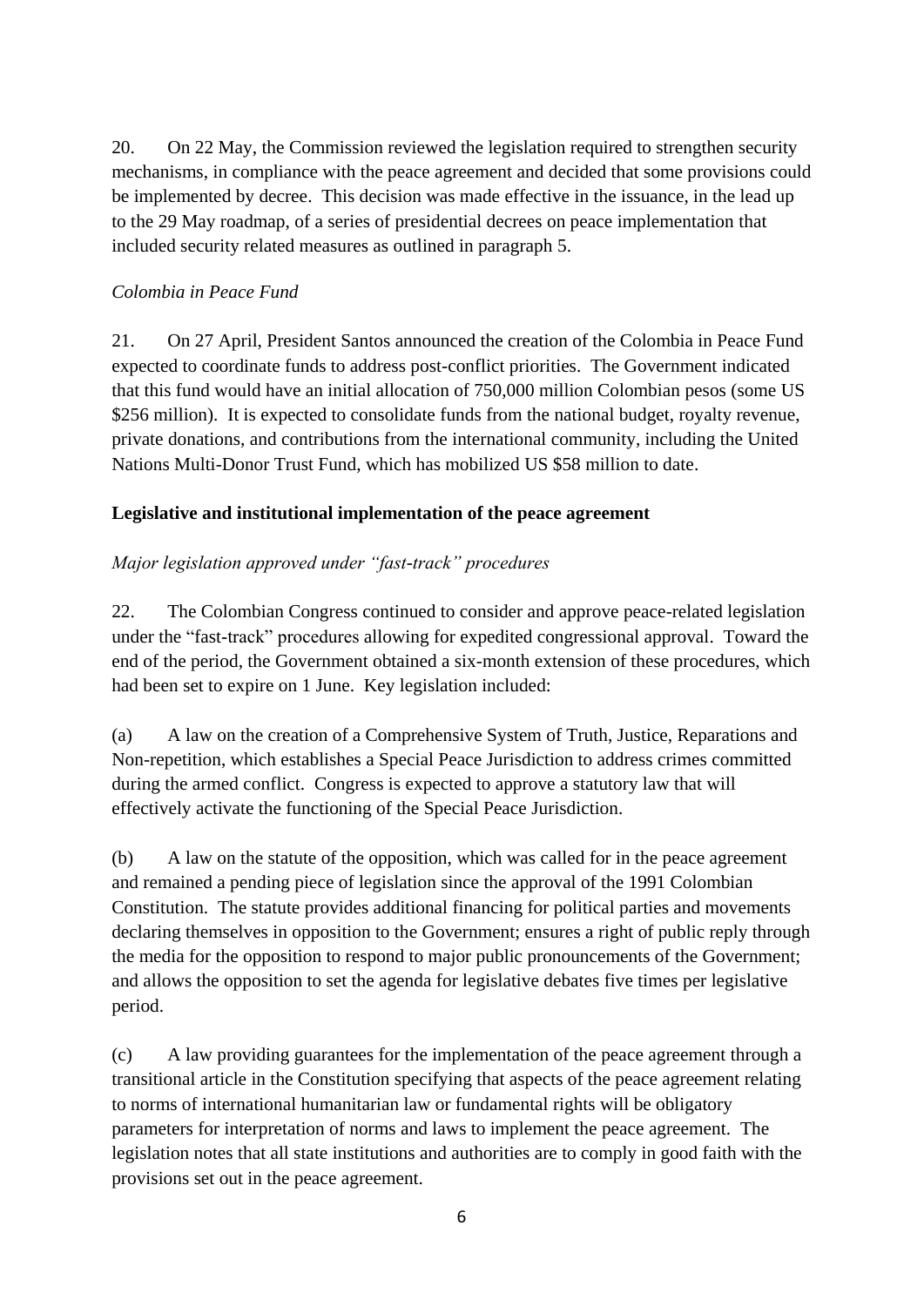20. On 22 May, the Commission reviewed the legislation required to strengthen security mechanisms, in compliance with the peace agreement and decided that some provisions could be implemented by decree. This decision was made effective in the issuance, in the lead up to the 29 May roadmap, of a series of presidential decrees on peace implementation that included security related measures as outlined in paragraph 5.

*Colombia in Peace Fund*

21. On 27 April, President Santos announced the creation of the Colombia in Peace Fund expected to coordinate funds to address post-conflict priorities. The Government indicated that this fund would have an initial allocation of 750,000 million Colombian pesos (some US $256 million). It is expected to consolidate funds from the national budget, royalty revenue, private donations, and contributions from the international community, including the United Nations Multi-Donor Trust Fund, which has mobilized US $58 million to date.

**Legislative and institutional implementation of the peace agreement**

*Major legislation approved under "fast-track" procedures*

22. The Colombian Congress continued to consider and approve peace-related legislation under the "fast-track" procedures allowing for expedited congressional approval. Toward the end of the period, the Government obtained a six-month extension of these procedures, which had been set to expire on 1 June. Key legislation included:

(a) A law on the creation of a Comprehensive System of Truth, Justice, Reparations and Non-repetition, which establishes a Special Peace Jurisdiction to address crimes committed during the armed conflict. Congress is expected to approve a statutory law that will effectively activate the functioning of the Special Peace Jurisdiction.

(b) A law on the statute of the opposition, which was called for in the peace agreement and remained a pending piece of legislation since the approval of the 1991 Colombian Constitution. The statute provides additional financing for political parties and movements declaring themselves in opposition to the Government; ensures a right of public reply through the media for the opposition to respond to major public pronouncements of the Government; and allows the opposition to set the agenda for legislative debates five times per legislative period.

(c) A law providing guarantees for the implementation of the peace agreement through a transitional article in the Constitution specifying that aspects of the peace agreement relating to norms of international humanitarian law or fundamental rights will be obligatory parameters for interpretation of norms and laws to implement the peace agreement. The legislation notes that all state institutions and authorities are to comply in good faith with the provisions set out in the peace agreement.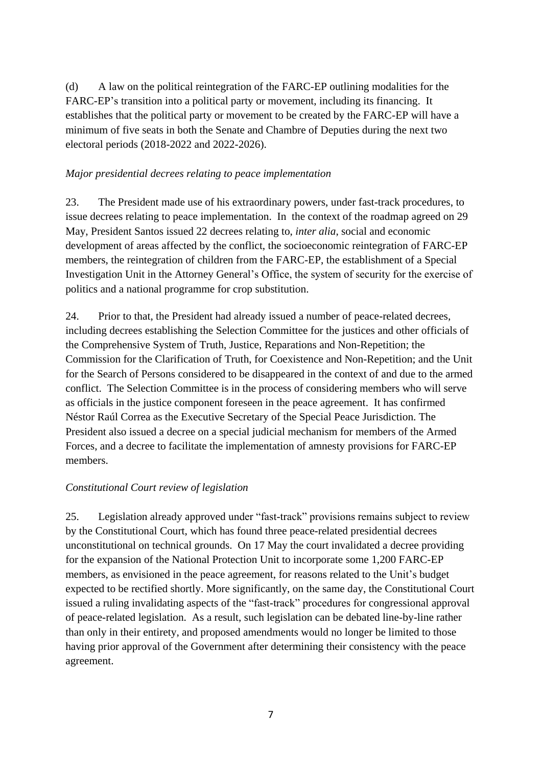(d) A law on the political reintegration of the FARC-EP outlining modalities for the FARC-EP's transition into a political party or movement, including its financing. It establishes that the political party or movement to be created by the FARC-EP will have a minimum of five seats in both the Senate and Chambre of Deputies during the next two electoral periods (2018-2022 and 2022-2026).

*Major presidential decrees relating to peace implementation*

23. The President made use of his extraordinary powers, under fast-track procedures, to issue decrees relating to peace implementation. In the context of the roadmap agreed on 29 May, President Santos issued 22 decrees relating to, *inter alia*, social and economic development of areas affected by the conflict, the socioeconomic reintegration of FARC-EP members, the reintegration of children from the FARC-EP, the establishment of a Special Investigation Unit in the Attorney General's Office, the system of security for the exercise of politics and a national programme for crop substitution.

24. Prior to that, the President had already issued a number of peace-related decrees, including decrees establishing the Selection Committee for the justices and other officials of the Comprehensive System of Truth, Justice, Reparations and Non-Repetition; the Commission for the Clarification of Truth, for Coexistence and Non-Repetition; and the Unit for the Search of Persons considered to be disappeared in the context of and due to the armed conflict. The Selection Committee is in the process of considering members who will serve as officials in the justice component foreseen in the peace agreement. It has confirmed Néstor Raúl Correa as the Executive Secretary of the Special Peace Jurisdiction. The President also issued a decree on a special judicial mechanism for members of the Armed Forces, and a decree to facilitate the implementation of amnesty provisions for FARC-EP members.

*Constitutional Court review of legislation*

25. Legislation already approved under "fast-track" provisions remains subject to review by the Constitutional Court, which has found three peace-related presidential decrees unconstitutional on technical grounds. On 17 May the court invalidated a decree providing for the expansion of the National Protection Unit to incorporate some 1,200 FARC-EP members, as envisioned in the peace agreement, for reasons related to the Unit's budget expected to be rectified shortly. More significantly, on the same day, the Constitutional Court issued a ruling invalidating aspects of the "fast-track" procedures for congressional approval of peace-related legislation. As a result, such legislation can be debated line-by-line rather than only in their entirety, and proposed amendments would no longer be limited to those having prior approval of the Government after determining their consistency with the peace agreement.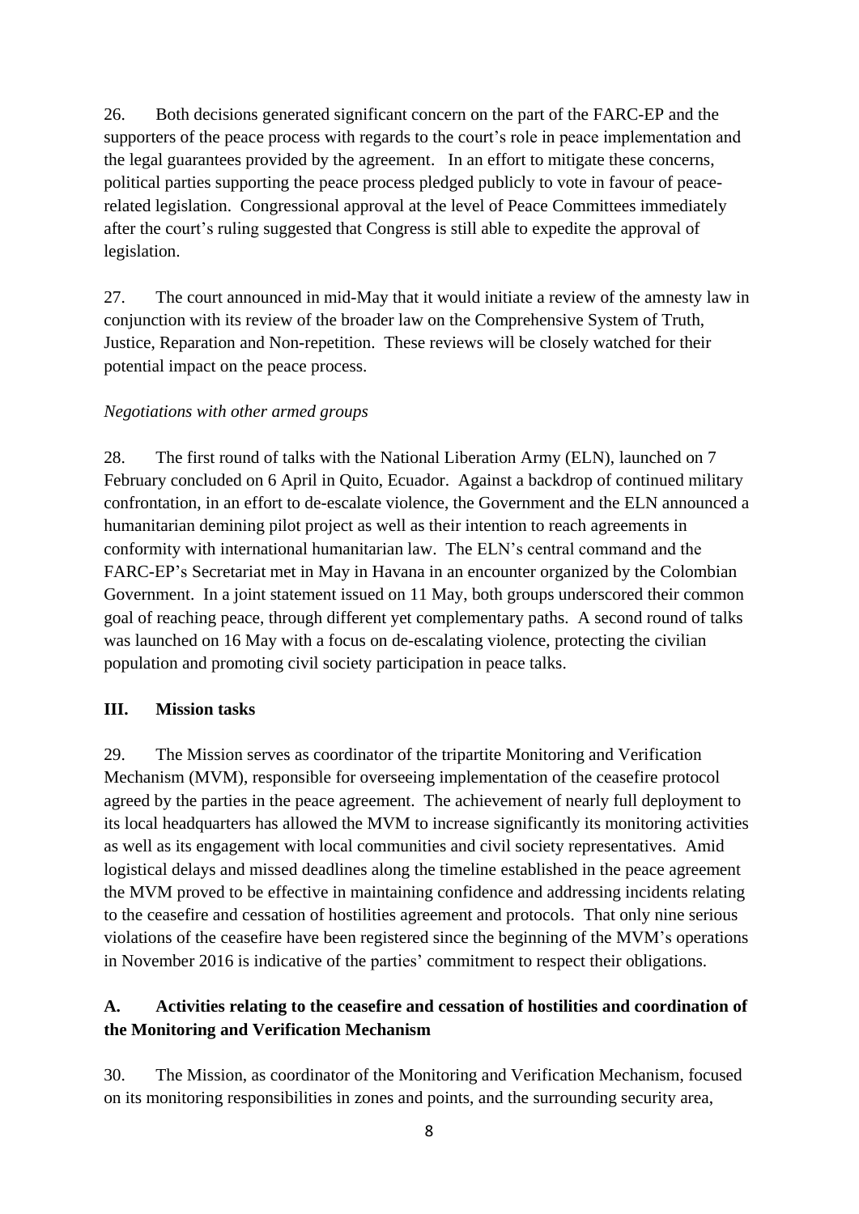26. Both decisions generated significant concern on the part of the FARC-EP and the supporters of the peace process with regards to the court's role in peace implementation and the legal guarantees provided by the agreement. In an effort to mitigate these concerns, political parties supporting the peace process pledged publicly to vote in favour of peace-related legislation. Congressional approval at the level of Peace Committees immediately after the court's ruling suggested that Congress is still able to expedite the approval of legislation.

27. The court announced in mid-May that it would initiate a review of the amnesty law in conjunction with its review of the broader law on the Comprehensive System of Truth, Justice, Reparation and Non-repetition. These reviews will be closely watched for their potential impact on the peace process.

*Negotiations with other armed groups*

28. The first round of talks with the National Liberation Army (ELN), launched on 7 February concluded on 6 April in Quito, Ecuador. Against a backdrop of continued military confrontation, in an effort to de-escalate violence, the Government and the ELN announced a humanitarian demining pilot project as well as their intention to reach agreements in conformity with international humanitarian law. The ELN's central command and the FARC-EP's Secretariat met in May in Havana in an encounter organized by the Colombian Government. In a joint statement issued on 11 May, both groups underscored their common goal of reaching peace, through different yet complementary paths. A second round of talks was launched on 16 May with a focus on de-escalating violence, protecting the civilian population and promoting civil society participation in peace talks.

## III. Mission tasks

29. The Mission serves as coordinator of the tripartite Monitoring and Verification Mechanism (MVM), responsible for overseeing implementation of the ceasefire protocol agreed by the parties in the peace agreement. The achievement of nearly full deployment to its local headquarters has allowed the MVM to increase significantly its monitoring activities as well as its engagement with local communities and civil society representatives. Amid logistical delays and missed deadlines along the timeline established in the peace agreement the MVM proved to be effective in maintaining confidence and addressing incidents relating to the ceasefire and cessation of hostilities agreement and protocols. That only nine serious violations of the ceasefire have been registered since the beginning of the MVM's operations in November 2016 is indicative of the parties' commitment to respect their obligations.

### A. Activities relating to the ceasefire and cessation of hostilities and coordination of the Monitoring and Verification Mechanism

30. The Mission, as coordinator of the Monitoring and Verification Mechanism, focused on its monitoring responsibilities in zones and points, and the surrounding security area,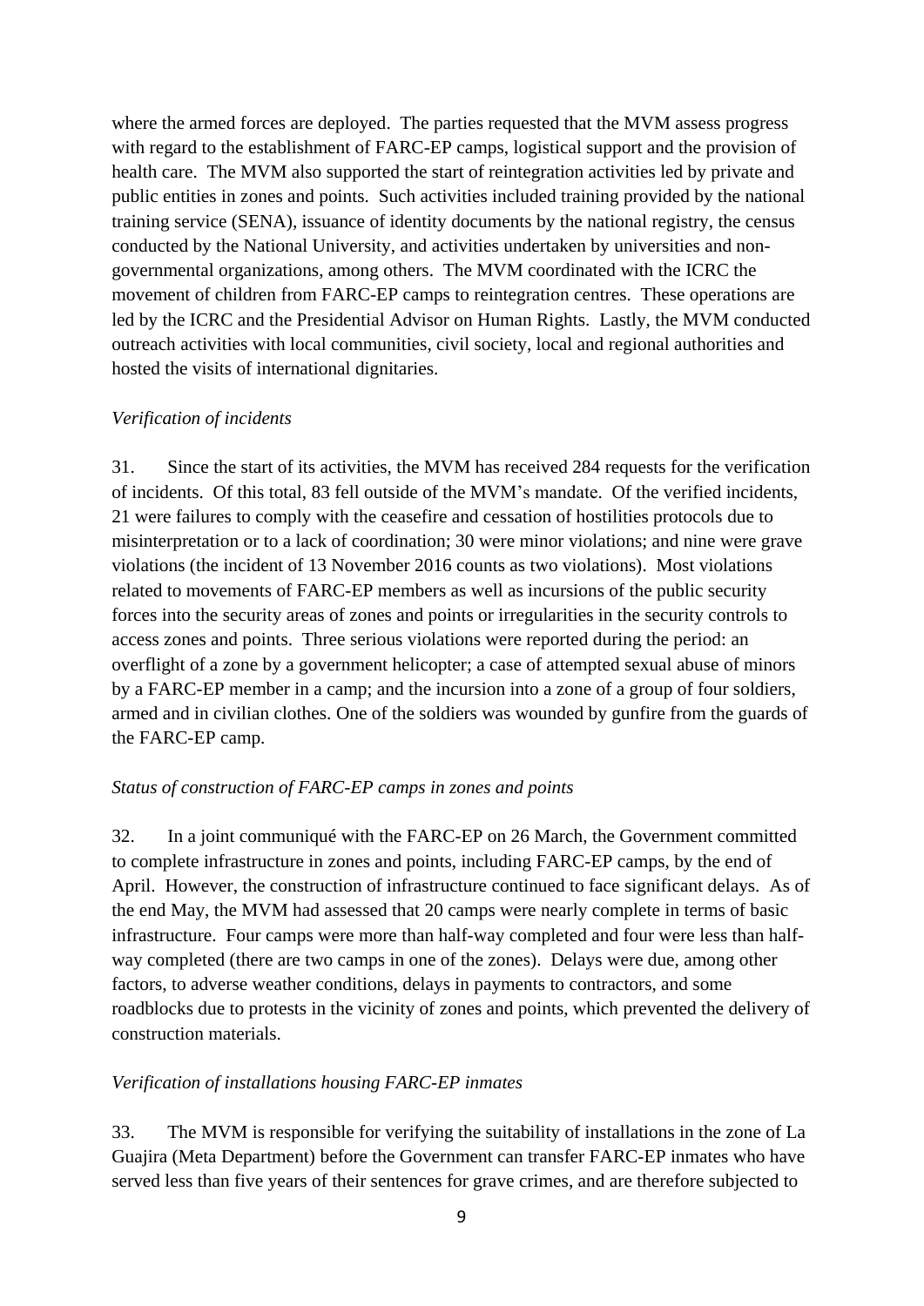where the armed forces are deployed. The parties requested that the MVM assess progress with regard to the establishment of FARC-EP camps, logistical support and the provision of health care. The MVM also supported the start of reintegration activities led by private and public entities in zones and points. Such activities included training provided by the national training service (SENA), issuance of identity documents by the national registry, the census conducted by the National University, and activities undertaken by universities and non-governmental organizations, among others. The MVM coordinated with the ICRC the movement of children from FARC-EP camps to reintegration centres. These operations are led by the ICRC and the Presidential Advisor on Human Rights. Lastly, the MVM conducted outreach activities with local communities, civil society, local and regional authorities and hosted the visits of international dignitaries.

*Verification of incidents*

31. Since the start of its activities, the MVM has received 284 requests for the verification of incidents. Of this total, 83 fell outside of the MVM's mandate. Of the verified incidents, 21 were failures to comply with the ceasefire and cessation of hostilities protocols due to misinterpretation or to a lack of coordination; 30 were minor violations; and nine were grave violations (the incident of 13 November 2016 counts as two violations). Most violations related to movements of FARC-EP members as well as incursions of the public security forces into the security areas of zones and points or irregularities in the security controls to access zones and points. Three serious violations were reported during the period: an overflight of a zone by a government helicopter; a case of attempted sexual abuse of minors by a FARC-EP member in a camp; and the incursion into a zone of a group of four soldiers, armed and in civilian clothes. One of the soldiers was wounded by gunfire from the guards of the FARC-EP camp.

*Status of construction of FARC-EP camps in zones and points*

32. In a joint communiqué with the FARC-EP on 26 March, the Government committed to complete infrastructure in zones and points, including FARC-EP camps, by the end of April. However, the construction of infrastructure continued to face significant delays. As of the end May, the MVM had assessed that 20 camps were nearly complete in terms of basic infrastructure. Four camps were more than half-way completed and four were less than half-way completed (there are two camps in one of the zones). Delays were due, among other factors, to adverse weather conditions, delays in payments to contractors, and some roadblocks due to protests in the vicinity of zones and points, which prevented the delivery of construction materials.

*Verification of installations housing FARC-EP inmates*

33. The MVM is responsible for verifying the suitability of installations in the zone of La Guajira (Meta Department) before the Government can transfer FARC-EP inmates who have served less than five years of their sentences for grave crimes, and are therefore subjected to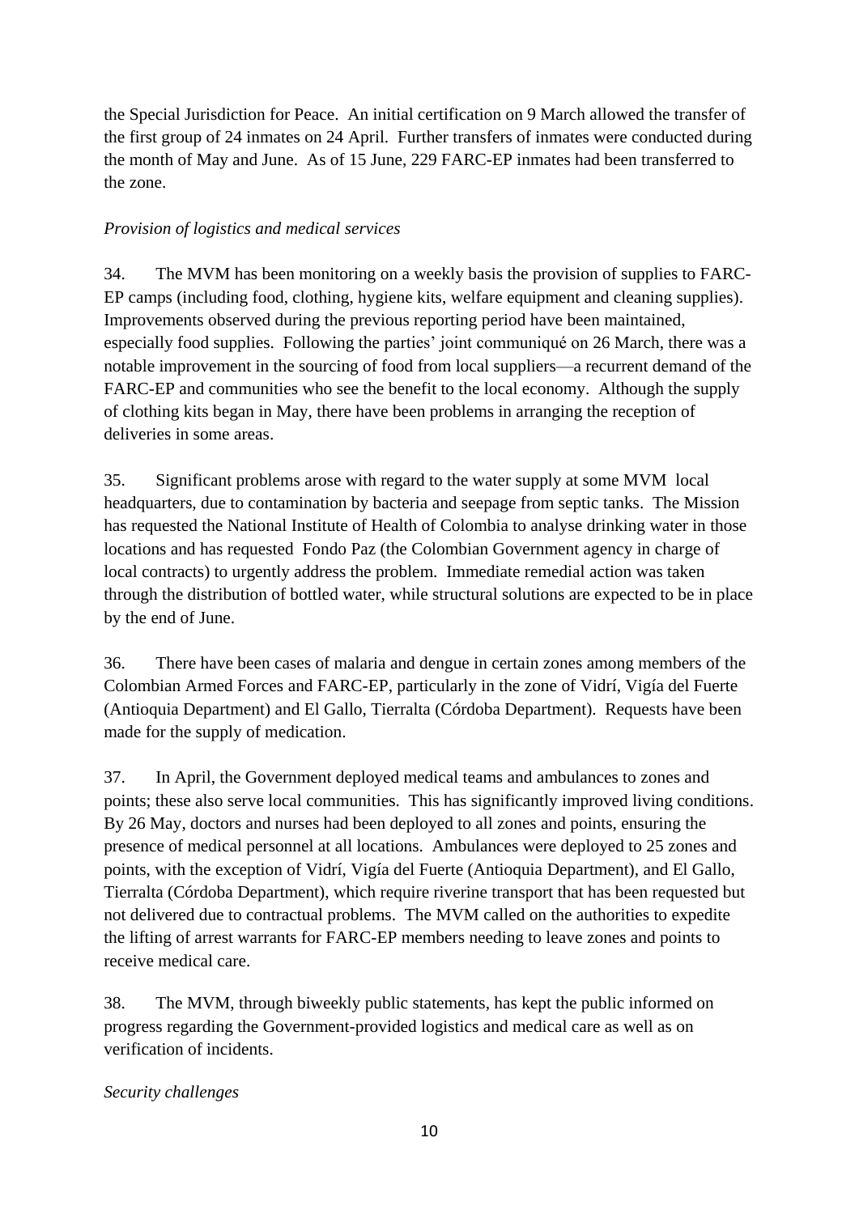the Special Jurisdiction for Peace. An initial certification on 9 March allowed the transfer of the first group of 24 inmates on 24 April. Further transfers of inmates were conducted during the month of May and June. As of 15 June, 229 FARC-EP inmates had been transferred to the zone.

*Provision of logistics and medical services*

34. The MVM has been monitoring on a weekly basis the provision of supplies to FARC-EP camps (including food, clothing, hygiene kits, welfare equipment and cleaning supplies). Improvements observed during the previous reporting period have been maintained, especially food supplies. Following the parties' joint communiqué on 26 March, there was a notable improvement in the sourcing of food from local suppliers—a recurrent demand of the FARC-EP and communities who see the benefit to the local economy. Although the supply of clothing kits began in May, there have been problems in arranging the reception of deliveries in some areas.

35. Significant problems arose with regard to the water supply at some MVM local headquarters, due to contamination by bacteria and seepage from septic tanks. The Mission has requested the National Institute of Health of Colombia to analyse drinking water in those locations and has requested Fondo Paz (the Colombian Government agency in charge of local contracts) to urgently address the problem. Immediate remedial action was taken through the distribution of bottled water, while structural solutions are expected to be in place by the end of June.

36. There have been cases of malaria and dengue in certain zones among members of the Colombian Armed Forces and FARC-EP, particularly in the zone of Vidrí, Vigía del Fuerte (Antioquia Department) and El Gallo, Tierralta (Córdoba Department). Requests have been made for the supply of medication.

37. In April, the Government deployed medical teams and ambulances to zones and points; these also serve local communities. This has significantly improved living conditions. By 26 May, doctors and nurses had been deployed to all zones and points, ensuring the presence of medical personnel at all locations. Ambulances were deployed to 25 zones and points, with the exception of Vidrí, Vigía del Fuerte (Antioquia Department), and El Gallo, Tierralta (Córdoba Department), which require riverine transport that has been requested but not delivered due to contractual problems. The MVM called on the authorities to expedite the lifting of arrest warrants for FARC-EP members needing to leave zones and points to receive medical care.

38. The MVM, through biweekly public statements, has kept the public informed on progress regarding the Government-provided logistics and medical care as well as on verification of incidents.

*Security challenges*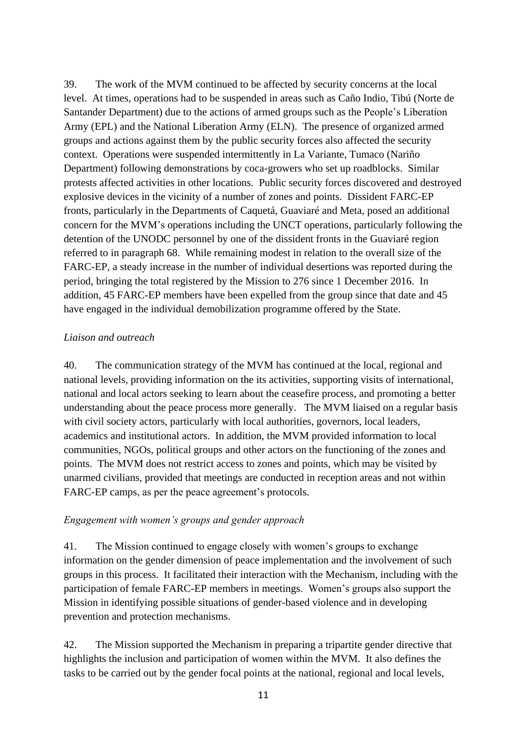39. The work of the MVM continued to be affected by security concerns at the local level. At times, operations had to be suspended in areas such as Caño Indio, Tibú (Norte de Santander Department) due to the actions of armed groups such as the People's Liberation Army (EPL) and the National Liberation Army (ELN). The presence of organized armed groups and actions against them by the public security forces also affected the security context. Operations were suspended intermittently in La Variante, Tumaco (Nariño Department) following demonstrations by coca-growers who set up roadblocks. Similar protests affected activities in other locations. Public security forces discovered and destroyed explosive devices in the vicinity of a number of zones and points. Dissident FARC-EP fronts, particularly in the Departments of Caquetá, Guaviaré and Meta, posed an additional concern for the MVM's operations including the UNCT operations, particularly following the detention of the UNODC personnel by one of the dissident fronts in the Guaviaré region referred to in paragraph 68. While remaining modest in relation to the overall size of the FARC-EP, a steady increase in the number of individual desertions was reported during the period, bringing the total registered by the Mission to 276 since 1 December 2016. In addition, 45 FARC-EP members have been expelled from the group since that date and 45 have engaged in the individual demobilization programme offered by the State.

*Liaison and outreach*

40. The communication strategy of the MVM has continued at the local, regional and national levels, providing information on the its activities, supporting visits of international, national and local actors seeking to learn about the ceasefire process, and promoting a better understanding about the peace process more generally. The MVM liaised on a regular basis with civil society actors, particularly with local authorities, governors, local leaders, academics and institutional actors. In addition, the MVM provided information to local communities, NGOs, political groups and other actors on the functioning of the zones and points. The MVM does not restrict access to zones and points, which may be visited by unarmed civilians, provided that meetings are conducted in reception areas and not within FARC-EP camps, as per the peace agreement's protocols.

*Engagement with women's groups and gender approach*

41. The Mission continued to engage closely with women's groups to exchange information on the gender dimension of peace implementation and the involvement of such groups in this process. It facilitated their interaction with the Mechanism, including with the participation of female FARC-EP members in meetings. Women's groups also support the Mission in identifying possible situations of gender-based violence and in developing prevention and protection mechanisms.

42. The Mission supported the Mechanism in preparing a tripartite gender directive that highlights the inclusion and participation of women within the MVM. It also defines the tasks to be carried out by the gender focal points at the national, regional and local levels,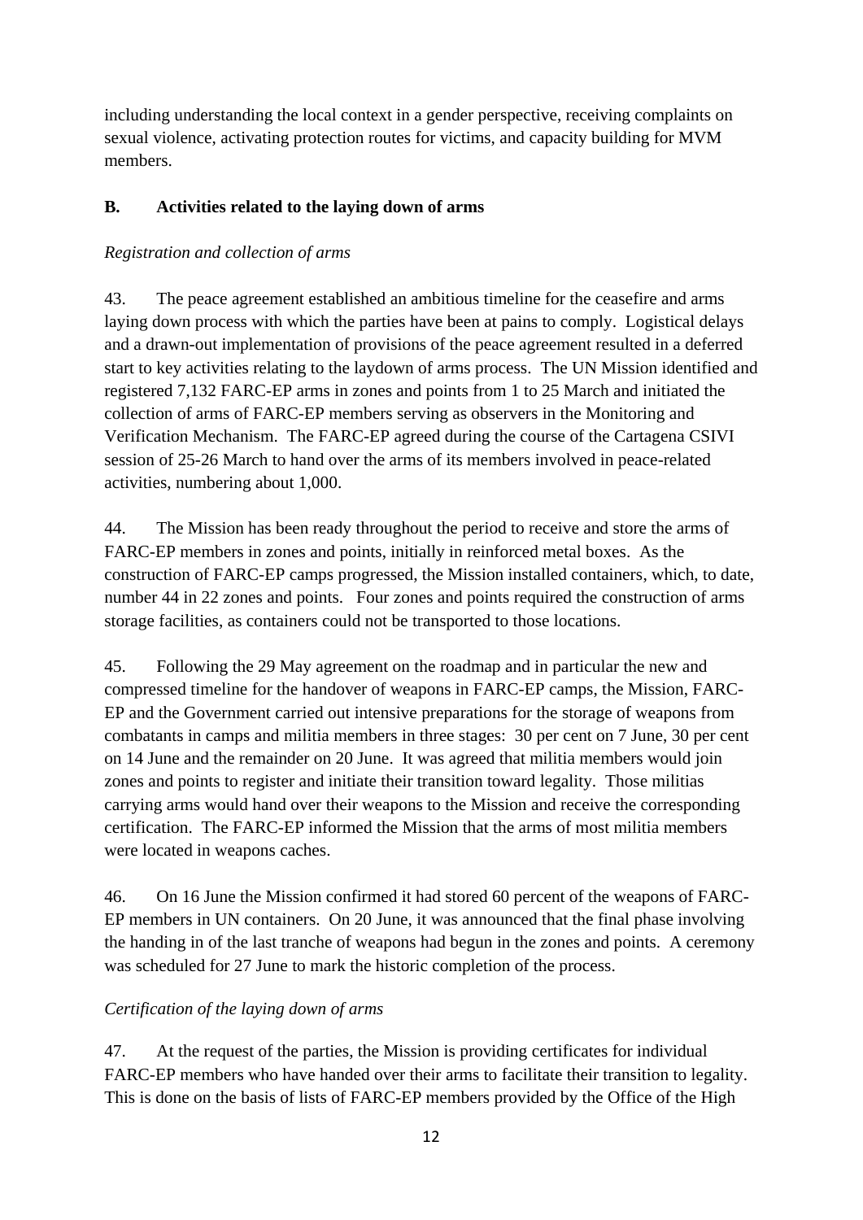including understanding the local context in a gender perspective, receiving complaints on sexual violence, activating protection routes for victims, and capacity building for MVM members.

**B. Activities related to the laying down of arms**

*Registration and collection of arms*

43. The peace agreement established an ambitious timeline for the ceasefire and arms laying down process with which the parties have been at pains to comply. Logistical delays and a drawn-out implementation of provisions of the peace agreement resulted in a deferred start to key activities relating to the laydown of arms process. The UN Mission identified and registered 7,132 FARC-EP arms in zones and points from 1 to 25 March and initiated the collection of arms of FARC-EP members serving as observers in the Monitoring and Verification Mechanism. The FARC-EP agreed during the course of the Cartagena CSIVI session of 25-26 March to hand over the arms of its members involved in peace-related activities, numbering about 1,000.

44. The Mission has been ready throughout the period to receive and store the arms of FARC-EP members in zones and points, initially in reinforced metal boxes. As the construction of FARC-EP camps progressed, the Mission installed containers, which, to date, number 44 in 22 zones and points. Four zones and points required the construction of arms storage facilities, as containers could not be transported to those locations.

45. Following the 29 May agreement on the roadmap and in particular the new and compressed timeline for the handover of weapons in FARC-EP camps, the Mission, FARC-EP and the Government carried out intensive preparations for the storage of weapons from combatants in camps and militia members in three stages: 30 per cent on 7 June, 30 per cent on 14 June and the remainder on 20 June. It was agreed that militia members would join zones and points to register and initiate their transition toward legality. Those militias carrying arms would hand over their weapons to the Mission and receive the corresponding certification. The FARC-EP informed the Mission that the arms of most militia members were located in weapons caches.

46. On 16 June the Mission confirmed it had stored 60 percent of the weapons of FARC-EP members in UN containers. On 20 June, it was announced that the final phase involving the handing in of the last tranche of weapons had begun in the zones and points. A ceremony was scheduled for 27 June to mark the historic completion of the process.

*Certification of the laying down of arms*

47. At the request of the parties, the Mission is providing certificates for individual FARC-EP members who have handed over their arms to facilitate their transition to legality. This is done on the basis of lists of FARC-EP members provided by the Office of the High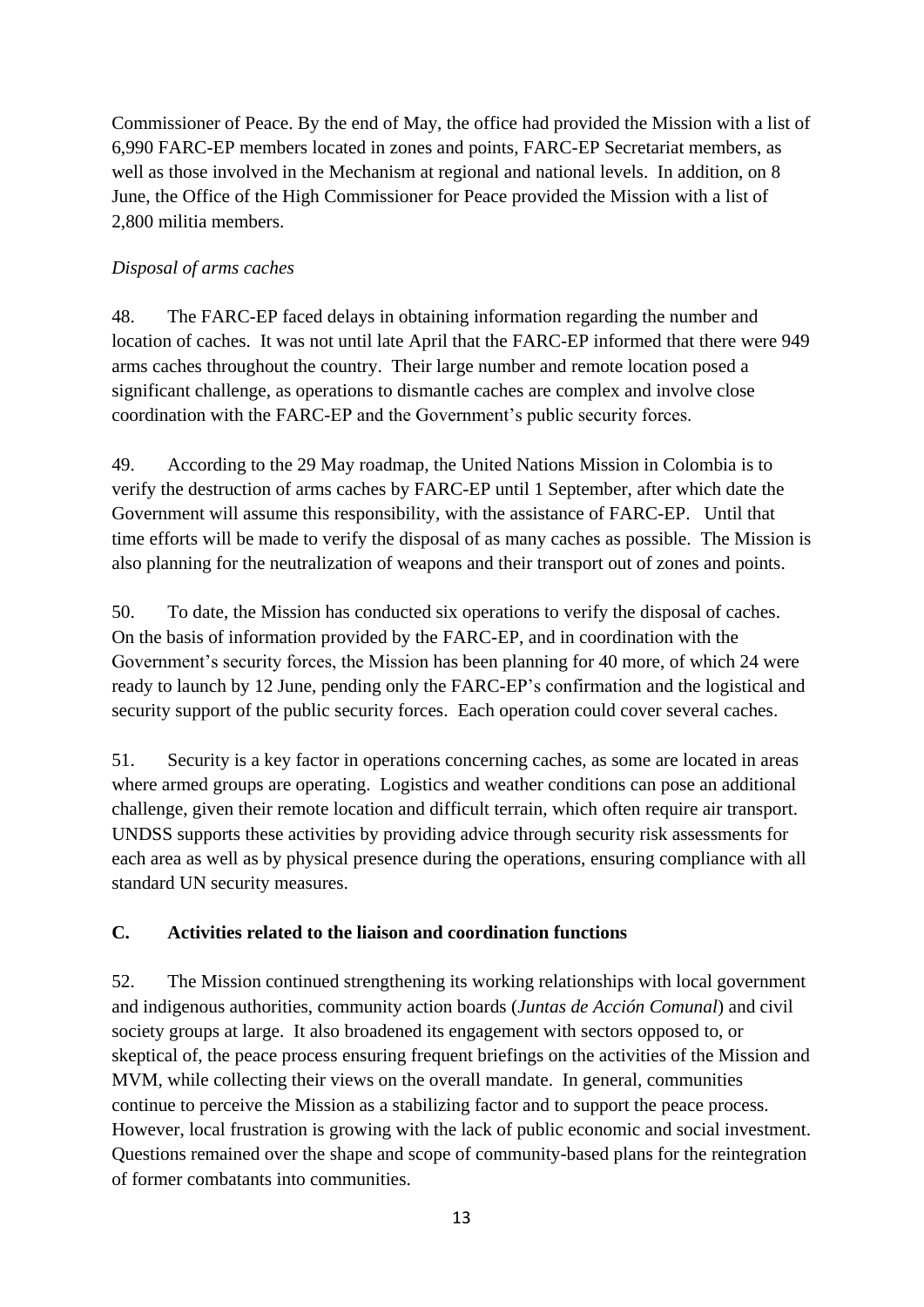Commissioner of Peace. By the end of May, the office had provided the Mission with a list of 6,990 FARC-EP members located in zones and points, FARC-EP Secretariat members, as well as those involved in the Mechanism at regional and national levels. In addition, on 8 June, the Office of the High Commissioner for Peace provided the Mission with a list of 2,800 militia members.

*Disposal of arms caches*

48. The FARC-EP faced delays in obtaining information regarding the number and location of caches. It was not until late April that the FARC-EP informed that there were 949 arms caches throughout the country. Their large number and remote location posed a significant challenge, as operations to dismantle caches are complex and involve close coordination with the FARC-EP and the Government's public security forces.

49. According to the 29 May roadmap, the United Nations Mission in Colombia is to verify the destruction of arms caches by FARC-EP until 1 September, after which date the Government will assume this responsibility, with the assistance of FARC-EP. Until that time efforts will be made to verify the disposal of as many caches as possible. The Mission is also planning for the neutralization of weapons and their transport out of zones and points.

50. To date, the Mission has conducted six operations to verify the disposal of caches. On the basis of information provided by the FARC-EP, and in coordination with the Government's security forces, the Mission has been planning for 40 more, of which 24 were ready to launch by 12 June, pending only the FARC-EP's confirmation and the logistical and security support of the public security forces. Each operation could cover several caches.

51. Security is a key factor in operations concerning caches, as some are located in areas where armed groups are operating. Logistics and weather conditions can pose an additional challenge, given their remote location and difficult terrain, which often require air transport. UNDSS supports these activities by providing advice through security risk assessments for each area as well as by physical presence during the operations, ensuring compliance with all standard UN security measures.

## C. Activities related to the liaison and coordination functions

52. The Mission continued strengthening its working relationships with local government and indigenous authorities, community action boards (*Juntas de Acción Comunal*) and civil society groups at large. It also broadened its engagement with sectors opposed to, or skeptical of, the peace process ensuring frequent briefings on the activities of the Mission and MVM, while collecting their views on the overall mandate. In general, communities continue to perceive the Mission as a stabilizing factor and to support the peace process. However, local frustration is growing with the lack of public economic and social investment. Questions remained over the shape and scope of community-based plans for the reintegration of former combatants into communities.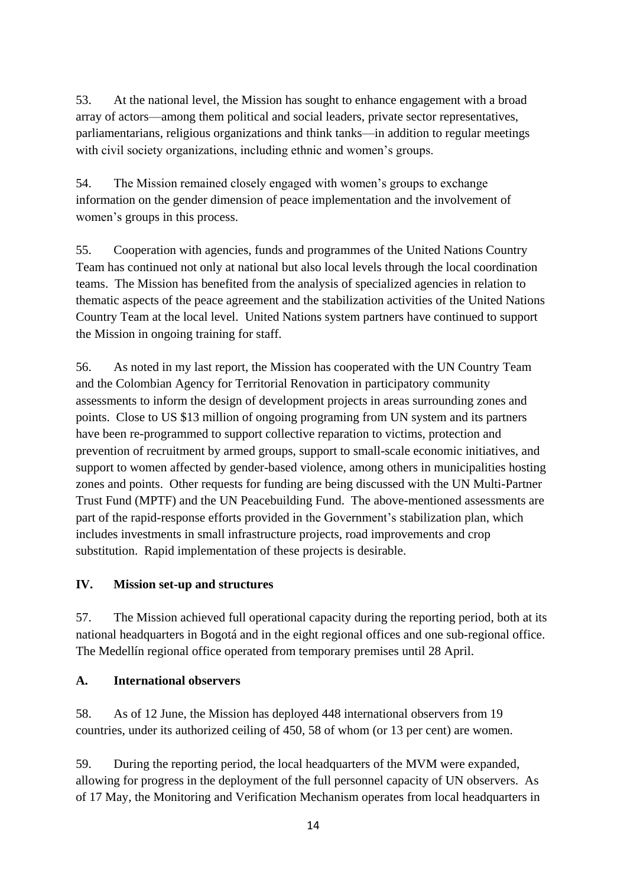53. At the national level, the Mission has sought to enhance engagement with a broad array of actors—among them political and social leaders, private sector representatives, parliamentarians, religious organizations and think tanks—in addition to regular meetings with civil society organizations, including ethnic and women's groups.

54. The Mission remained closely engaged with women's groups to exchange information on the gender dimension of peace implementation and the involvement of women's groups in this process.

55. Cooperation with agencies, funds and programmes of the United Nations Country Team has continued not only at national but also local levels through the local coordination teams. The Mission has benefited from the analysis of specialized agencies in relation to thematic aspects of the peace agreement and the stabilization activities of the United Nations Country Team at the local level. United Nations system partners have continued to support the Mission in ongoing training for staff.

56. As noted in my last report, the Mission has cooperated with the UN Country Team and the Colombian Agency for Territorial Renovation in participatory community assessments to inform the design of development projects in areas surrounding zones and points. Close to US $13 million of ongoing programing from UN system and its partners have been re-programmed to support collective reparation to victims, protection and prevention of recruitment by armed groups, support to small-scale economic initiatives, and support to women affected by gender-based violence, among others in municipalities hosting zones and points. Other requests for funding are being discussed with the UN Multi-Partner Trust Fund (MPTF) and the UN Peacebuilding Fund. The above-mentioned assessments are part of the rapid-response efforts provided in the Government's stabilization plan, which includes investments in small infrastructure projects, road improvements and crop substitution. Rapid implementation of these projects is desirable.

## IV. Mission set-up and structures

57. The Mission achieved full operational capacity during the reporting period, both at its national headquarters in Bogotá and in the eight regional offices and one sub-regional office. The Medellín regional office operated from temporary premises until 28 April.

### A. International observers

58. As of 12 June, the Mission has deployed 448 international observers from 19 countries, under its authorized ceiling of 450, 58 of whom (or 13 per cent) are women.

59. During the reporting period, the local headquarters of the MVM were expanded, allowing for progress in the deployment of the full personnel capacity of UN observers. As of 17 May, the Monitoring and Verification Mechanism operates from local headquarters in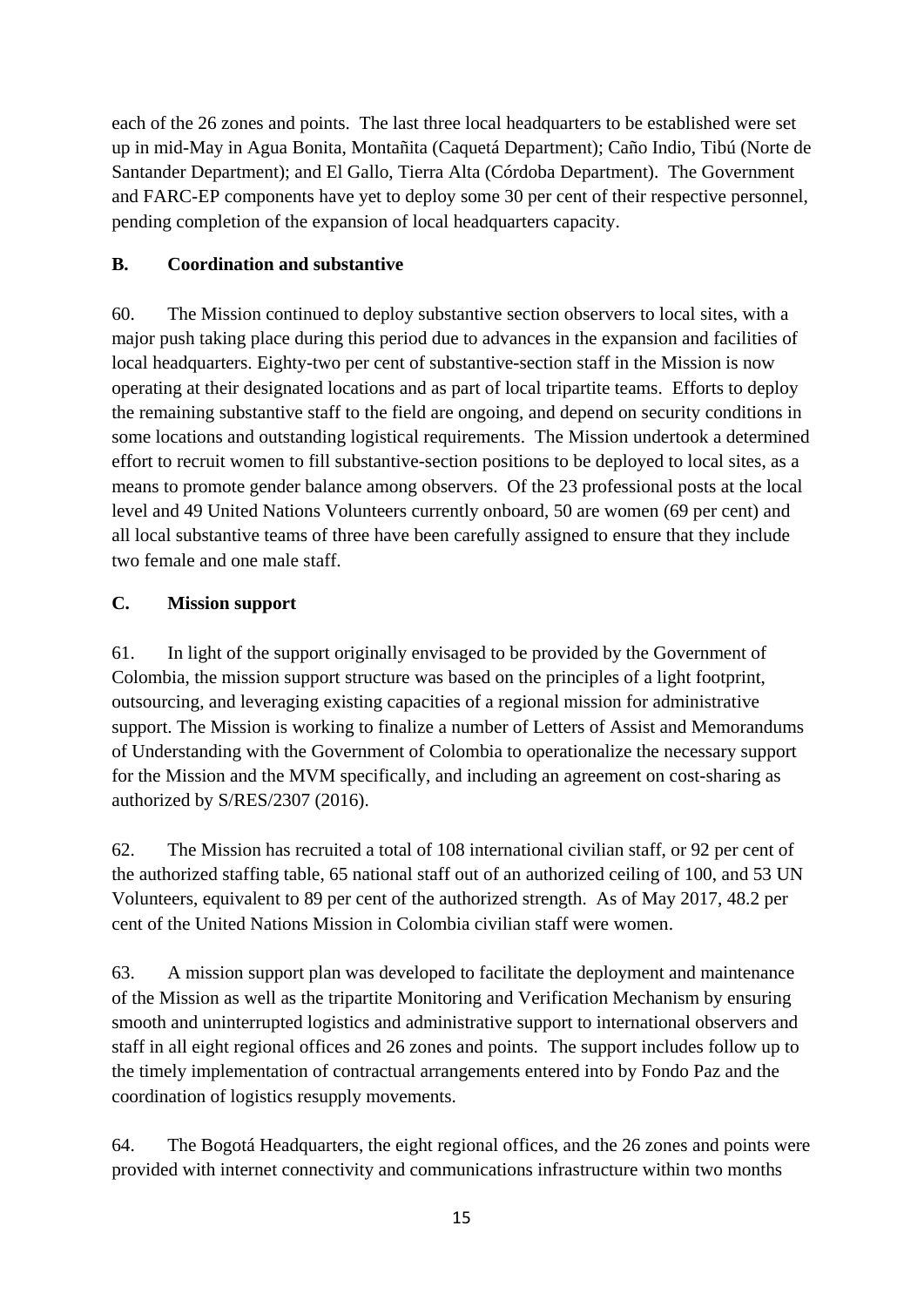each of the 26 zones and points. The last three local headquarters to be established were set up in mid-May in Agua Bonita, Montañita (Caquetá Department); Caño Indio, Tibú (Norte de Santander Department); and El Gallo, Tierra Alta (Córdoba Department). The Government and FARC-EP components have yet to deploy some 30 per cent of their respective personnel, pending completion of the expansion of local headquarters capacity.

### B. Coordination and substantive

60. The Mission continued to deploy substantive section observers to local sites, with a major push taking place during this period due to advances in the expansion and facilities of local headquarters. Eighty-two per cent of substantive-section staff in the Mission is now operating at their designated locations and as part of local tripartite teams. Efforts to deploy the remaining substantive staff to the field are ongoing, and depend on security conditions in some locations and outstanding logistical requirements. The Mission undertook a determined effort to recruit women to fill substantive-section positions to be deployed to local sites, as a means to promote gender balance among observers. Of the 23 professional posts at the local level and 49 United Nations Volunteers currently onboard, 50 are women (69 per cent) and all local substantive teams of three have been carefully assigned to ensure that they include two female and one male staff.

### C. Mission support

61. In light of the support originally envisaged to be provided by the Government of Colombia, the mission support structure was based on the principles of a light footprint, outsourcing, and leveraging existing capacities of a regional mission for administrative support. The Mission is working to finalize a number of Letters of Assist and Memorandums of Understanding with the Government of Colombia to operationalize the necessary support for the Mission and the MVM specifically, and including an agreement on cost-sharing as authorized by S/RES/2307 (2016).

62. The Mission has recruited a total of 108 international civilian staff, or 92 per cent of the authorized staffing table, 65 national staff out of an authorized ceiling of 100, and 53 UN Volunteers, equivalent to 89 per cent of the authorized strength. As of May 2017, 48.2 per cent of the United Nations Mission in Colombia civilian staff were women.

63. A mission support plan was developed to facilitate the deployment and maintenance of the Mission as well as the tripartite Monitoring and Verification Mechanism by ensuring smooth and uninterrupted logistics and administrative support to international observers and staff in all eight regional offices and 26 zones and points. The support includes follow up to the timely implementation of contractual arrangements entered into by Fondo Paz and the coordination of logistics resupply movements.

64. The Bogotá Headquarters, the eight regional offices, and the 26 zones and points were provided with internet connectivity and communications infrastructure within two months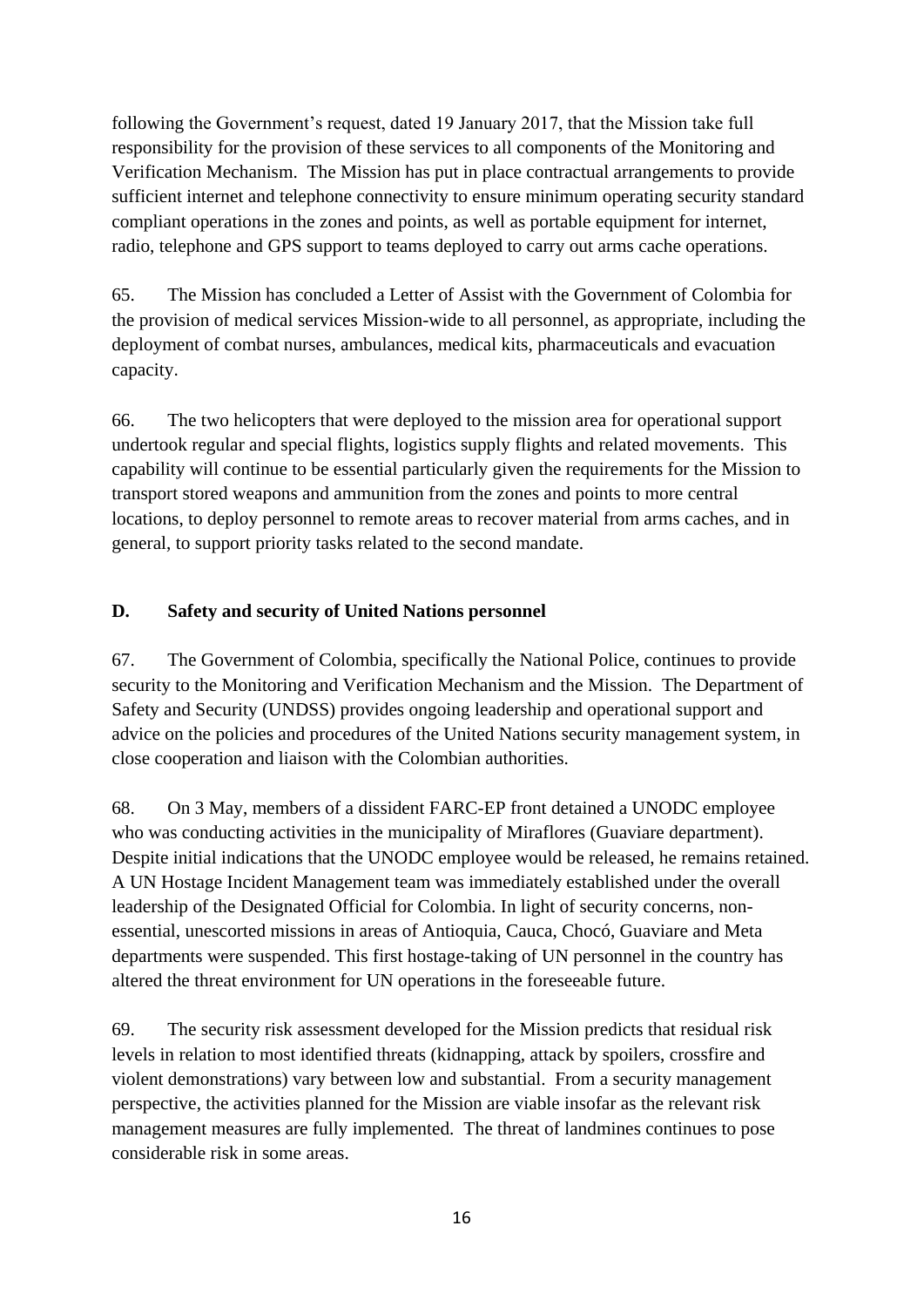following the Government's request, dated 19 January 2017, that the Mission take full responsibility for the provision of these services to all components of the Monitoring and Verification Mechanism. The Mission has put in place contractual arrangements to provide sufficient internet and telephone connectivity to ensure minimum operating security standard compliant operations in the zones and points, as well as portable equipment for internet, radio, telephone and GPS support to teams deployed to carry out arms cache operations.

65. The Mission has concluded a Letter of Assist with the Government of Colombia for the provision of medical services Mission-wide to all personnel, as appropriate, including the deployment of combat nurses, ambulances, medical kits, pharmaceuticals and evacuation capacity.

66. The two helicopters that were deployed to the mission area for operational support undertook regular and special flights, logistics supply flights and related movements. This capability will continue to be essential particularly given the requirements for the Mission to transport stored weapons and ammunition from the zones and points to more central locations, to deploy personnel to remote areas to recover material from arms caches, and in general, to support priority tasks related to the second mandate.

### D. Safety and security of United Nations personnel

67. The Government of Colombia, specifically the National Police, continues to provide security to the Monitoring and Verification Mechanism and the Mission. The Department of Safety and Security (UNDSS) provides ongoing leadership and operational support and advice on the policies and procedures of the United Nations security management system, in close cooperation and liaison with the Colombian authorities.

68. On 3 May, members of a dissident FARC-EP front detained a UNODC employee who was conducting activities in the municipality of Miraflores (Guaviare department). Despite initial indications that the UNODC employee would be released, he remains retained. A UN Hostage Incident Management team was immediately established under the overall leadership of the Designated Official for Colombia. In light of security concerns, non-essential, unescorted missions in areas of Antioquia, Cauca, Chocó, Guaviare and Meta departments were suspended. This first hostage-taking of UN personnel in the country has altered the threat environment for UN operations in the foreseeable future.

69. The security risk assessment developed for the Mission predicts that residual risk levels in relation to most identified threats (kidnapping, attack by spoilers, crossfire and violent demonstrations) vary between low and substantial. From a security management perspective, the activities planned for the Mission are viable insofar as the relevant risk management measures are fully implemented. The threat of landmines continues to pose considerable risk in some areas.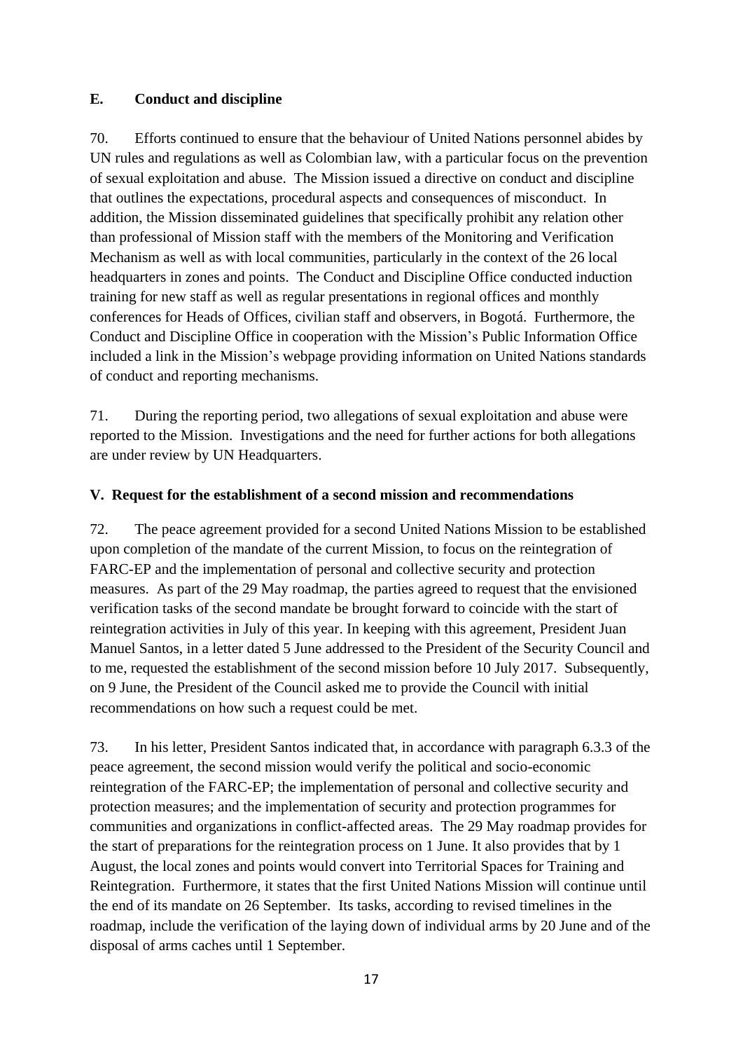### E. Conduct and discipline

70. Efforts continued to ensure that the behaviour of United Nations personnel abides by UN rules and regulations as well as Colombian law, with a particular focus on the prevention of sexual exploitation and abuse. The Mission issued a directive on conduct and discipline that outlines the expectations, procedural aspects and consequences of misconduct. In addition, the Mission disseminated guidelines that specifically prohibit any relation other than professional of Mission staff with the members of the Monitoring and Verification Mechanism as well as with local communities, particularly in the context of the 26 local headquarters in zones and points. The Conduct and Discipline Office conducted induction training for new staff as well as regular presentations in regional offices and monthly conferences for Heads of Offices, civilian staff and observers, in Bogotá. Furthermore, the Conduct and Discipline Office in cooperation with the Mission's Public Information Office included a link in the Mission's webpage providing information on United Nations standards of conduct and reporting mechanisms.

71. During the reporting period, two allegations of sexual exploitation and abuse were reported to the Mission. Investigations and the need for further actions for both allegations are under review by UN Headquarters.

## V. Request for the establishment of a second mission and recommendations

72. The peace agreement provided for a second United Nations Mission to be established upon completion of the mandate of the current Mission, to focus on the reintegration of FARC-EP and the implementation of personal and collective security and protection measures. As part of the 29 May roadmap, the parties agreed to request that the envisioned verification tasks of the second mandate be brought forward to coincide with the start of reintegration activities in July of this year. In keeping with this agreement, President Juan Manuel Santos, in a letter dated 5 June addressed to the President of the Security Council and to me, requested the establishment of the second mission before 10 July 2017. Subsequently, on 9 June, the President of the Council asked me to provide the Council with initial recommendations on how such a request could be met.

73. In his letter, President Santos indicated that, in accordance with paragraph 6.3.3 of the peace agreement, the second mission would verify the political and socio-economic reintegration of the FARC-EP; the implementation of personal and collective security and protection measures; and the implementation of security and protection programmes for communities and organizations in conflict-affected areas. The 29 May roadmap provides for the start of preparations for the reintegration process on 1 June. It also provides that by 1 August, the local zones and points would convert into Territorial Spaces for Training and Reintegration. Furthermore, it states that the first United Nations Mission will continue until the end of its mandate on 26 September. Its tasks, according to revised timelines in the roadmap, include the verification of the laying down of individual arms by 20 June and of the disposal of arms caches until 1 September.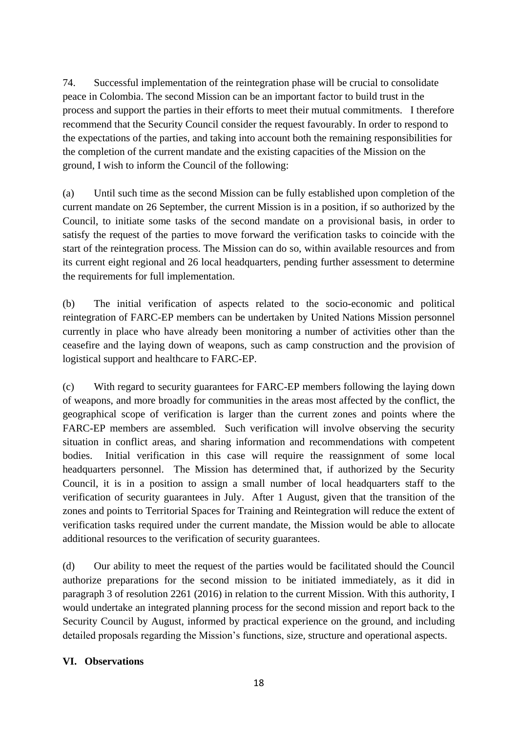74. Successful implementation of the reintegration phase will be crucial to consolidate peace in Colombia. The second Mission can be an important factor to build trust in the process and support the parties in their efforts to meet their mutual commitments. I therefore recommend that the Security Council consider the request favourably. In order to respond to the expectations of the parties, and taking into account both the remaining responsibilities for the completion of the current mandate and the existing capacities of the Mission on the ground, I wish to inform the Council of the following:

(a) Until such time as the second Mission can be fully established upon completion of the current mandate on 26 September, the current Mission is in a position, if so authorized by the Council, to initiate some tasks of the second mandate on a provisional basis, in order to satisfy the request of the parties to move forward the verification tasks to coincide with the start of the reintegration process. The Mission can do so, within available resources and from its current eight regional and 26 local headquarters, pending further assessment to determine the requirements for full implementation.

(b) The initial verification of aspects related to the socio-economic and political reintegration of FARC-EP members can be undertaken by United Nations Mission personnel currently in place who have already been monitoring a number of activities other than the ceasefire and the laying down of weapons, such as camp construction and the provision of logistical support and healthcare to FARC-EP.

(c) With regard to security guarantees for FARC-EP members following the laying down of weapons, and more broadly for communities in the areas most affected by the conflict, the geographical scope of verification is larger than the current zones and points where the FARC-EP members are assembled. Such verification will involve observing the security situation in conflict areas, and sharing information and recommendations with competent bodies. Initial verification in this case will require the reassignment of some local headquarters personnel. The Mission has determined that, if authorized by the Security Council, it is in a position to assign a small number of local headquarters staff to the verification of security guarantees in July. After 1 August, given that the transition of the zones and points to Territorial Spaces for Training and Reintegration will reduce the extent of verification tasks required under the current mandate, the Mission would be able to allocate additional resources to the verification of security guarantees.

(d) Our ability to meet the request of the parties would be facilitated should the Council authorize preparations for the second mission to be initiated immediately, as it did in paragraph 3 of resolution 2261 (2016) in relation to the current Mission. With this authority, I would undertake an integrated planning process for the second mission and report back to the Security Council by August, informed by practical experience on the ground, and including detailed proposals regarding the Mission's functions, size, structure and operational aspects.

## VI. Observations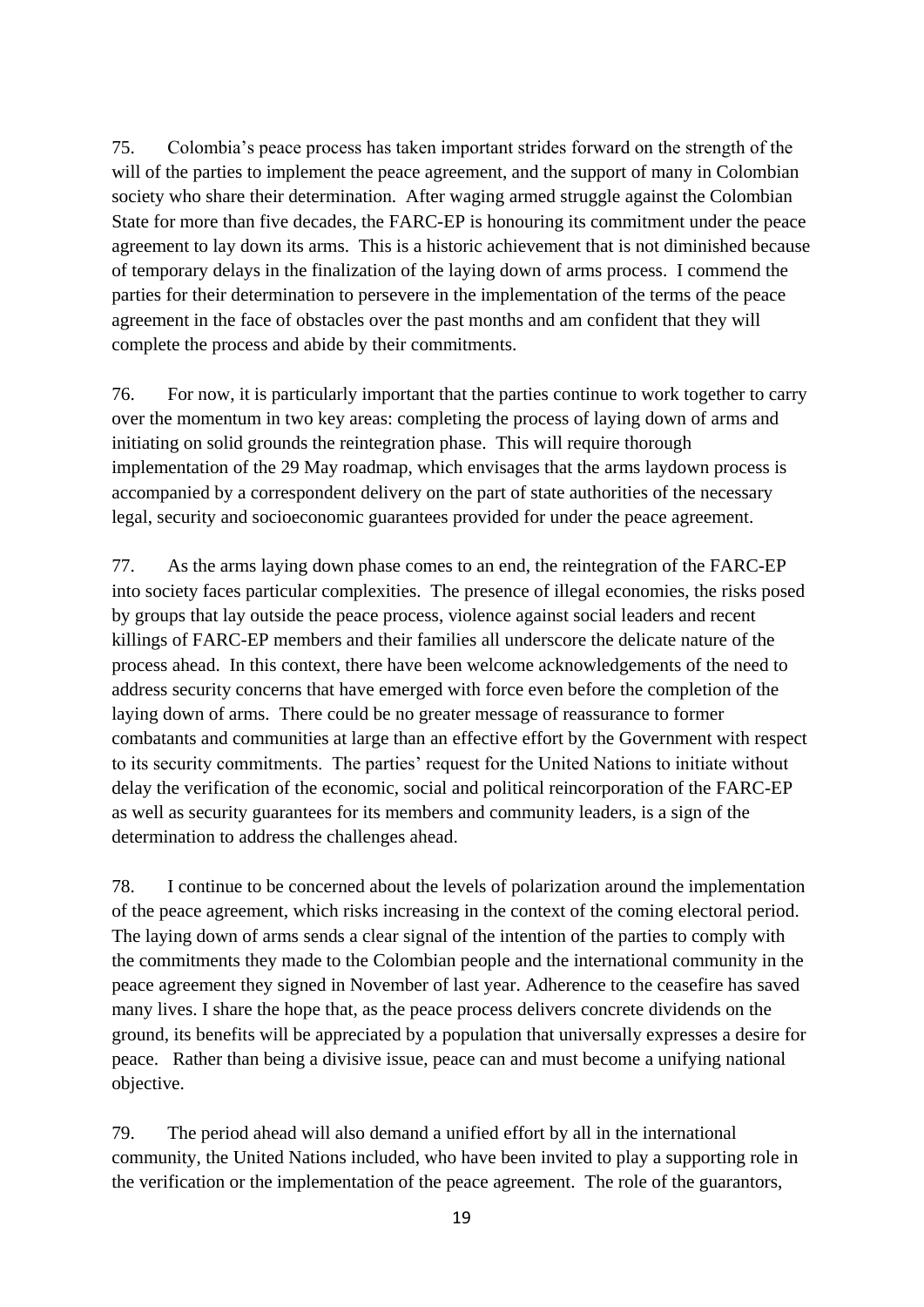75. Colombia's peace process has taken important strides forward on the strength of the will of the parties to implement the peace agreement, and the support of many in Colombian society who share their determination. After waging armed struggle against the Colombian State for more than five decades, the FARC-EP is honouring its commitment under the peace agreement to lay down its arms. This is a historic achievement that is not diminished because of temporary delays in the finalization of the laying down of arms process. I commend the parties for their determination to persevere in the implementation of the terms of the peace agreement in the face of obstacles over the past months and am confident that they will complete the process and abide by their commitments.

76. For now, it is particularly important that the parties continue to work together to carry over the momentum in two key areas: completing the process of laying down of arms and initiating on solid grounds the reintegration phase. This will require thorough implementation of the 29 May roadmap, which envisages that the arms laydown process is accompanied by a correspondent delivery on the part of state authorities of the necessary legal, security and socioeconomic guarantees provided for under the peace agreement.

77. As the arms laying down phase comes to an end, the reintegration of the FARC-EP into society faces particular complexities. The presence of illegal economies, the risks posed by groups that lay outside the peace process, violence against social leaders and recent killings of FARC-EP members and their families all underscore the delicate nature of the process ahead. In this context, there have been welcome acknowledgements of the need to address security concerns that have emerged with force even before the completion of the laying down of arms. There could be no greater message of reassurance to former combatants and communities at large than an effective effort by the Government with respect to its security commitments. The parties' request for the United Nations to initiate without delay the verification of the economic, social and political reincorporation of the FARC-EP as well as security guarantees for its members and community leaders, is a sign of the determination to address the challenges ahead.

78. I continue to be concerned about the levels of polarization around the implementation of the peace agreement, which risks increasing in the context of the coming electoral period. The laying down of arms sends a clear signal of the intention of the parties to comply with the commitments they made to the Colombian people and the international community in the peace agreement they signed in November of last year. Adherence to the ceasefire has saved many lives. I share the hope that, as the peace process delivers concrete dividends on the ground, its benefits will be appreciated by a population that universally expresses a desire for peace. Rather than being a divisive issue, peace can and must become a unifying national objective.

79. The period ahead will also demand a unified effort by all in the international community, the United Nations included, who have been invited to play a supporting role in the verification or the implementation of the peace agreement. The role of the guarantors,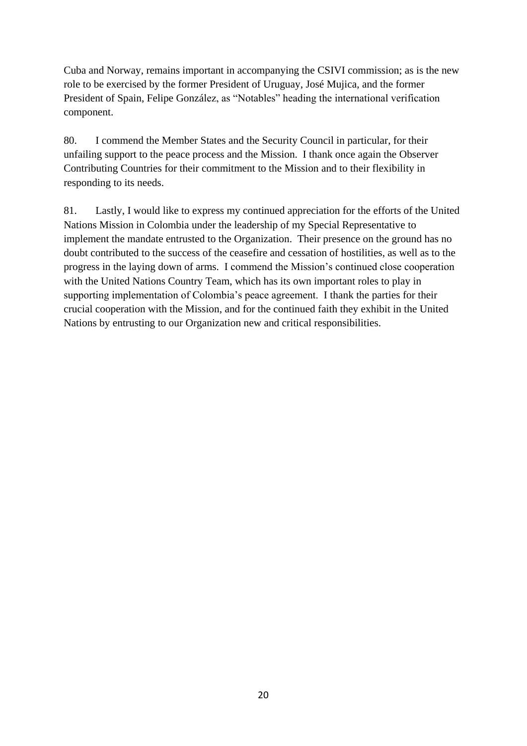Cuba and Norway, remains important in accompanying the CSIVI commission; as is the new role to be exercised by the former President of Uruguay, José Mujica, and the former President of Spain, Felipe González, as "Notables" heading the international verification component.

80. I commend the Member States and the Security Council in particular, for their unfailing support to the peace process and the Mission. I thank once again the Observer Contributing Countries for their commitment to the Mission and to their flexibility in responding to its needs.

81. Lastly, I would like to express my continued appreciation for the efforts of the United Nations Mission in Colombia under the leadership of my Special Representative to implement the mandate entrusted to the Organization. Their presence on the ground has no doubt contributed to the success of the ceasefire and cessation of hostilities, as well as to the progress in the laying down of arms. I commend the Mission's continued close cooperation with the United Nations Country Team, which has its own important roles to play in supporting implementation of Colombia's peace agreement. I thank the parties for their crucial cooperation with the Mission, and for the continued faith they exhibit in the United Nations by entrusting to our Organization new and critical responsibilities.